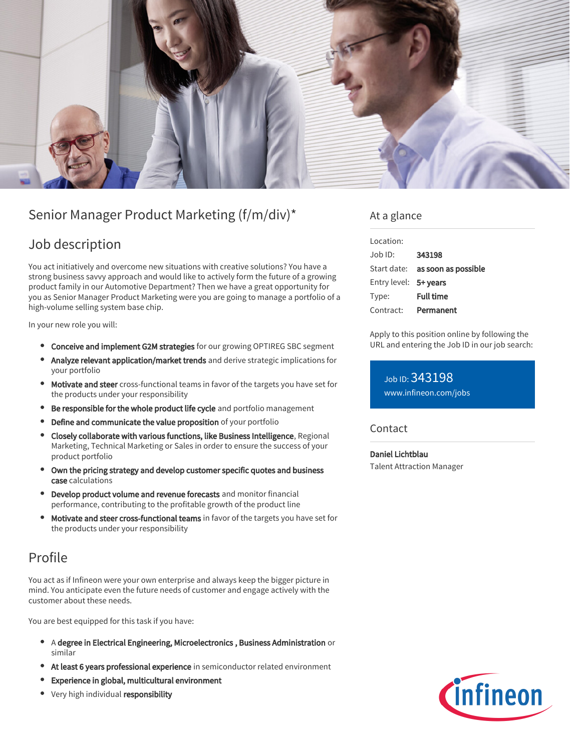# Senior Manager Product Marketing (f/m/div)*

## Job description

You act initiatively and overcome new situations with creative solutions? You have a strong business savvy approach and would like to actively form the future of a growing product family in our Automotive Department? Then we have a great opportunity for you as Senior Manager Product Marketing were you are going to manage a portfolio of a high-volume selling system base chip.

In your new role you will:

- **Conceive and implement G2M strategies** for our growing OPTIREG SBC segment
- **Analyze relevant application/market trends** and derive strategic implications for your portfolio
- **Motivate and steer** cross-functional teams in favor of the targets you have set for the products under your responsibility
- **Be responsible for the whole product life cycle** and portfolio management
- **Define and communicate the value proposition** of your portfolio
- **Closely collaborate with various functions, like Business Intelligence**, Regional Marketing, Technical Marketing or Sales in order to ensure the success of your product portfolio
- **Own the pricing strategy and develop customer specific quotes and business case** calculations
- **Develop product volume and revenue forecasts** and monitor financial performance, contributing to the profitable growth of the product line
- **Motivate and steer cross-functional teams** in favor of the targets you have set for the products under your responsibility

## Profile

You act as if Infineon were your own enterprise and always keep the bigger picture in mind. You anticipate even the future needs of customer and engage actively with the customer about these needs.

You are best equipped for this task if you have:

- A **degree in Electrical Engineering, Microelectronics , Business Administration** or similar
- **At least 6 years professional experience** in semiconductor related environment
- **Experience in global, multicultural environment**
- Very high individual **responsibility**

## At a glance

| | |
|---|---|
| Location: | |
| Job ID: | **343198** |
| Start date: | **as soon as possible** |
| Entry level: | **5+ years** |
| Type: | **Full time** |
| Contract: | **Permanent** |

Apply to this position online by following the URL and entering the Job ID in our job search:

Job ID: 343198
www.infineon.com/jobs

## Contact

**Daniel Lichtblau**
Talent Attraction Manager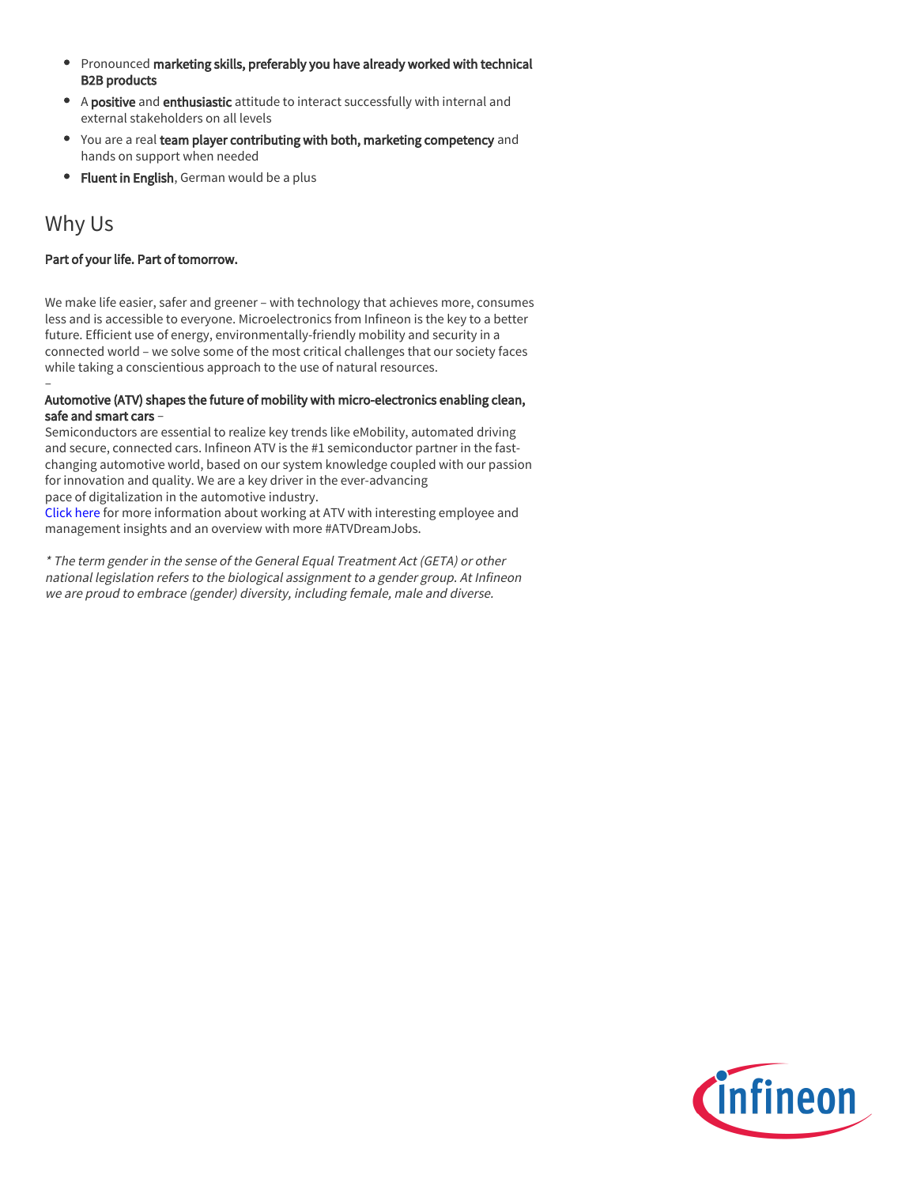- Pronounced **marketing skills, preferably you have already worked with technical B2B products**
- A **positive** and **enthusiastic** attitude to interact successfully with internal and external stakeholders on all levels
- You are a real **team player contributing with both, marketing competency** and hands on support when needed
- **Fluent in English**, German would be a plus

## Why Us

**Part of your life. Part of tomorrow.**

We make life easier, safer and greener – with technology that achieves more, consumes less and is accessible to everyone. Microelectronics from Infineon is the key to a better future. Efficient use of energy, environmentally-friendly mobility and security in a connected world – we solve some of the most critical challenges that our society faces while taking a conscientious approach to the use of natural resources.

–
**Automotive (ATV) shapes the future of mobility with micro-electronics enabling clean, safe and smart cars** –
Semiconductors are essential to realize key trends like eMobility, automated driving and secure, connected cars. Infineon ATV is the #1 semiconductor partner in the fast-changing automotive world, based on our system knowledge coupled with our passion for innovation and quality. We are a key driver in the ever-advancing pace of digitalization in the automotive industry.
Click here for more information about working at ATV with interesting employee and management insights and an overview with more #ATVDreamJobs.

*\* The term gender in the sense of the General Equal Treatment Act (GETA) or other national legislation refers to the biological assignment to a gender group. At Infineon we are proud to embrace (gender) diversity, including female, male and diverse.*